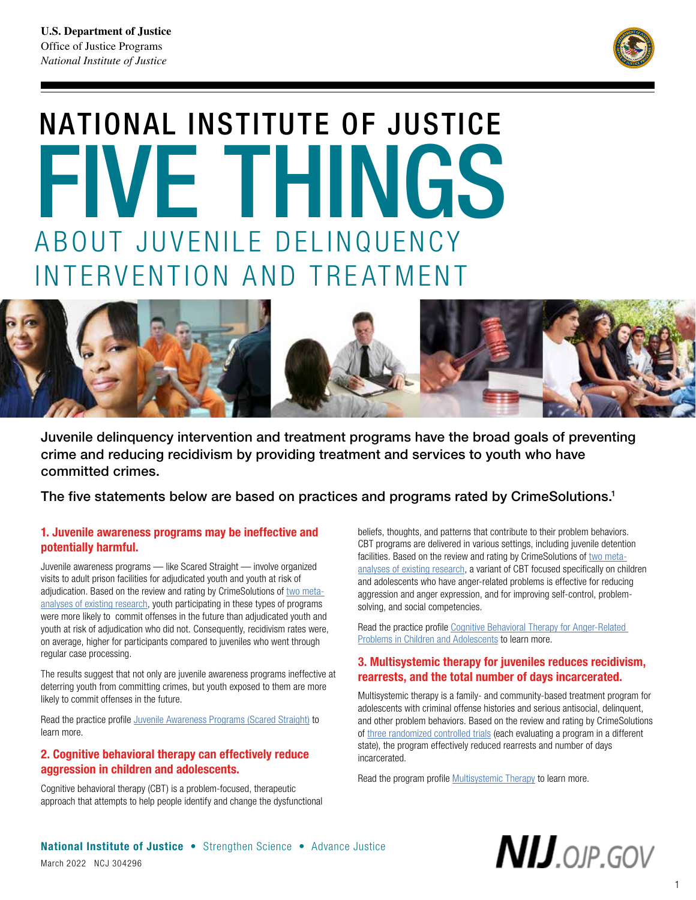U.S. Department of Justice
Office of Justice Programs
*National Institute of Justice*

# NATIONAL INSTITUTE OF JUSTICE FIVE THINGS ABOUT JUVENILE DELINQUENCY INTERVENTION AND TREATMENT

**Juvenile delinquency intervention and treatment programs have the broad goals of preventing crime and reducing recidivism by providing treatment and services to youth who have committed crimes.**

**The five statements below are based on practices and programs rated by CrimeSolutions.[1]**

### 1. Juvenile awareness programs may be ineffective and potentially harmful.

Juvenile awareness programs — like Scared Straight — involve organized visits to adult prison facilities for adjudicated youth and youth at risk of adjudication. Based on the review and rating by CrimeSolutions of two meta-analyses of existing research, youth participating in these types of programs were more likely to commit offenses in the future than adjudicated youth and youth at risk of adjudication who did not. Consequently, recidivism rates were, on average, higher for participants compared to juveniles who went through regular case processing.

The results suggest that not only are juvenile awareness programs ineffective at deterring youth from committing crimes, but youth exposed to them are more likely to commit offenses in the future.

Read the practice profile Juvenile Awareness Programs (Scared Straight) to learn more.

### 2. Cognitive behavioral therapy can effectively reduce aggression in children and adolescents.

Cognitive behavioral therapy (CBT) is a problem-focused, therapeutic approach that attempts to help people identify and change the dysfunctional beliefs, thoughts, and patterns that contribute to their problem behaviors. CBT programs are delivered in various settings, including juvenile detention facilities. Based on the review and rating by CrimeSolutions of two meta-analyses of existing research, a variant of CBT focused specifically on children and adolescents who have anger-related problems is effective for reducing aggression and anger expression, and for improving self-control, problem-solving, and social competencies.

Read the practice profile Cognitive Behavioral Therapy for Anger-Related Problems in Children and Adolescents to learn more.

### 3. Multisystemic therapy for juveniles reduces recidivism, rearrests, and the total number of days incarcerated.

Multisystemic therapy is a family- and community-based treatment program for adolescents with criminal offense histories and serious antisocial, delinquent, and other problem behaviors. Based on the review and rating by CrimeSolutions of three randomized controlled trials (each evaluating a program in a different state), the program effectively reduced rearrests and number of days incarcerated.

Read the program profile Multisystemic Therapy to learn more.

**National Institute of Justice** • Strengthen Science • Advance Justice

March 2022 NCJ 304296

NIJ.OJP.GOV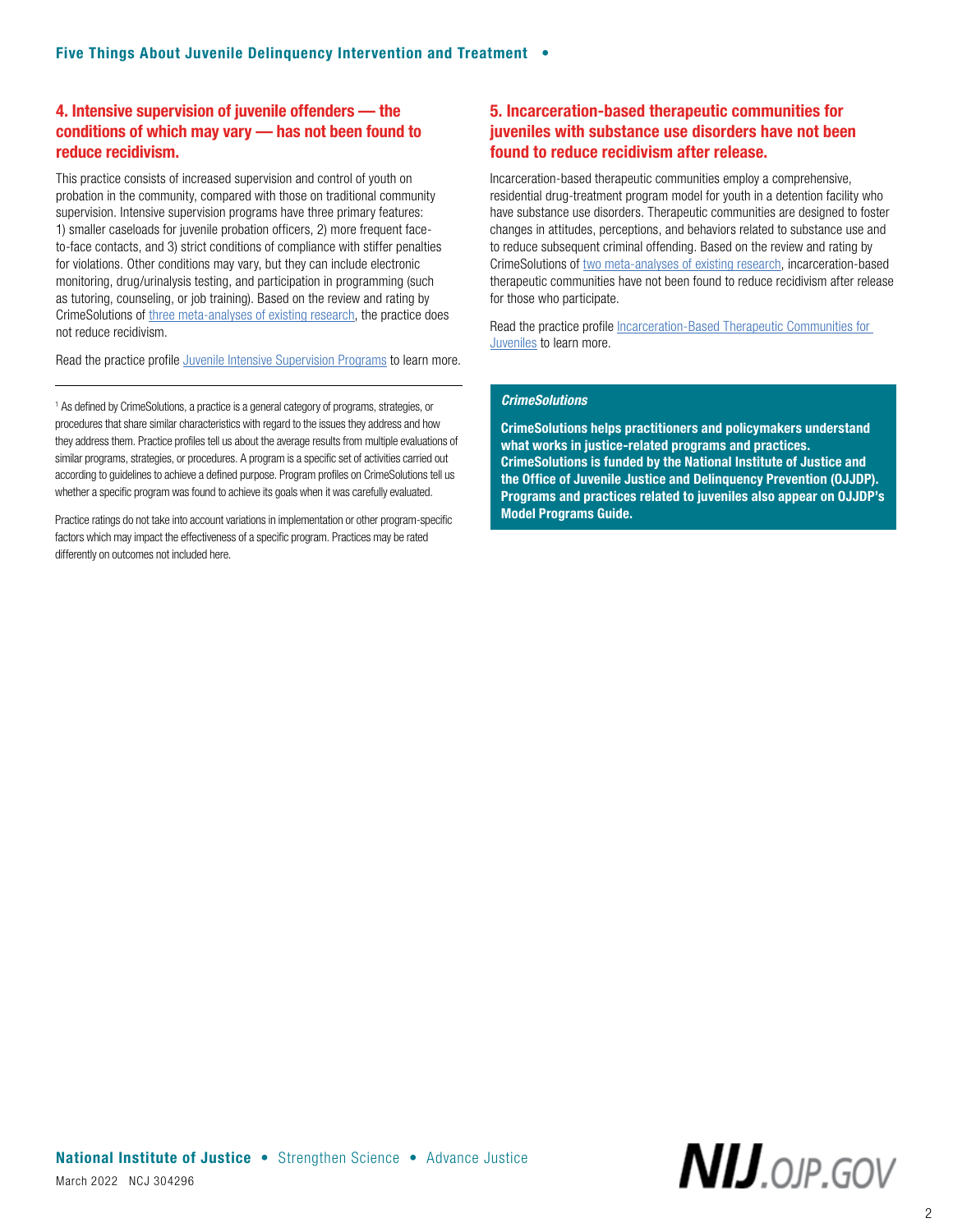## 4. Intensive supervision of juvenile offenders — the conditions of which may vary — has not been found to reduce recidivism.

This practice consists of increased supervision and control of youth on probation in the community, compared with those on traditional community supervision. Intensive supervision programs have three primary features: 1) smaller caseloads for juvenile probation officers, 2) more frequent face-to-face contacts, and 3) strict conditions of compliance with stiffer penalties for violations. Other conditions may vary, but they can include electronic monitoring, drug/urinalysis testing, and participation in programming (such as tutoring, counseling, or job training). Based on the review and rating by CrimeSolutions of three meta-analyses of existing research, the practice does not reduce recidivism.

Read the practice profile Juvenile Intensive Supervision Programs to learn more.

---

[1] As defined by CrimeSolutions, a practice is a general category of programs, strategies, or procedures that share similar characteristics with regard to the issues they address and how they address them. Practice profiles tell us about the average results from multiple evaluations of similar programs, strategies, or procedures. A program is a specific set of activities carried out according to guidelines to achieve a defined purpose. Program profiles on CrimeSolutions tell us whether a specific program was found to achieve its goals when it was carefully evaluated.

Practice ratings do not take into account variations in implementation or other program-specific factors which may impact the effectiveness of a specific program. Practices may be rated differently on outcomes not included here.

## 5. Incarceration-based therapeutic communities for juveniles with substance use disorders have not been found to reduce recidivism after release.

Incarceration-based therapeutic communities employ a comprehensive, residential drug-treatment program model for youth in a detention facility who have substance use disorders. Therapeutic communities are designed to foster changes in attitudes, perceptions, and behaviors related to substance use and to reduce subsequent criminal offending. Based on the review and rating by CrimeSolutions of two meta-analyses of existing research, incarceration-based therapeutic communities have not been found to reduce recidivism after release for those who participate.

Read the practice profile Incarceration-Based Therapeutic Communities for Juveniles to learn more.

***CrimeSolutions***

**CrimeSolutions helps practitioners and policymakers understand what works in justice-related programs and practices. CrimeSolutions is funded by the National Institute of Justice and the Office of Juvenile Justice and Delinquency Prevention (OJJDP). Programs and practices related to juveniles also appear on OJJDP's Model Programs Guide.**

**National Institute of Justice** • Strengthen Science • Advance Justice

March 2022 NCJ 304296

NIJ.OJP.GOV